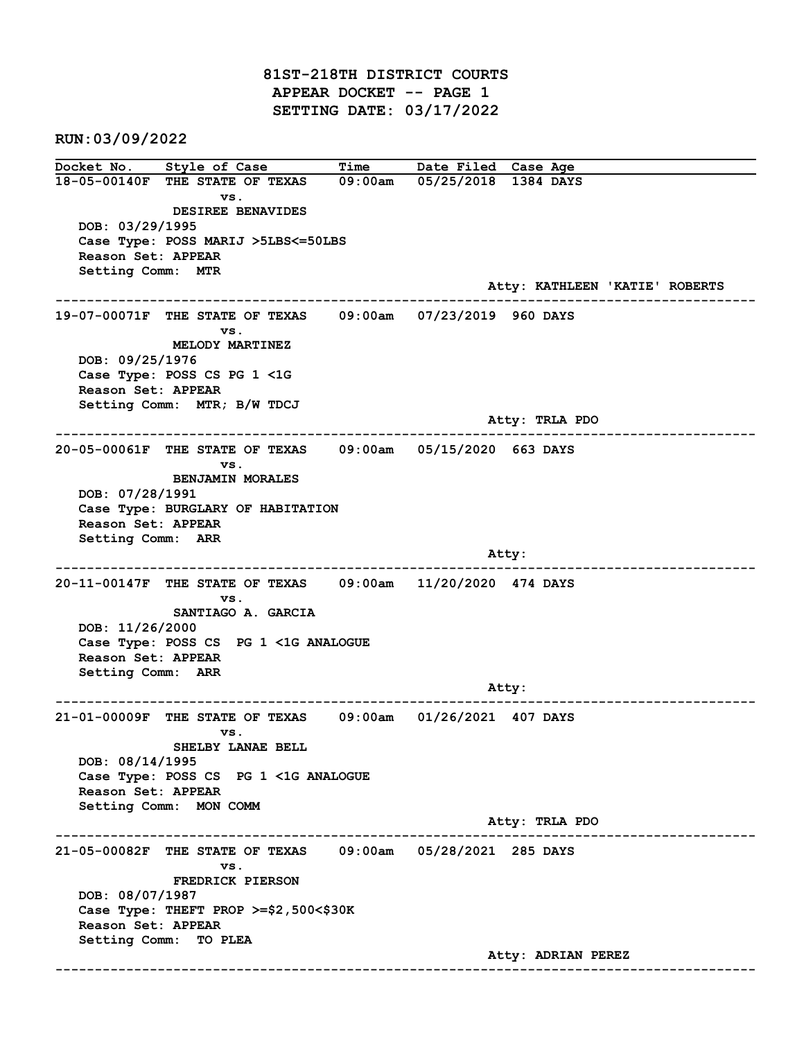# 81ST-218TH DISTRICT COURTS
## APPEAR DOCKET -- PAGE 1
## SETTING DATE: 03/17/2022

**RUN:03/09/2022**

| Docket No. | Style of Case | Time | Date Filed | Case Age |
|---|---|---|---|---|

**18-05-00140F** THE STATE OF TEXAS vs. DESIREE BENAVIDES — 09:00am — 05/25/2018 — 1384 DAYS

- DOB: 03/29/1995
- Case Type: POSS MARIJ >5LBS<=50LBS
- Reason Set: APPEAR
- Setting Comm: MTR
- Atty: KATHLEEN 'KATIE' ROBERTS

---

**19-07-00071F** THE STATE OF TEXAS vs. MELODY MARTINEZ — 09:00am — 07/23/2019 — 960 DAYS

- DOB: 09/25/1976
- Case Type: POSS CS PG 1 <1G
- Reason Set: APPEAR
- Setting Comm: MTR; B/W TDCJ
- Atty: TRLA PDO

---

**20-05-00061F** THE STATE OF TEXAS vs. BENJAMIN MORALES — 09:00am — 05/15/2020 — 663 DAYS

- DOB: 07/28/1991
- Case Type: BURGLARY OF HABITATION
- Reason Set: APPEAR
- Setting Comm: ARR
- Atty:

---

**20-11-00147F** THE STATE OF TEXAS vs. SANTIAGO A. GARCIA — 09:00am — 11/20/2020 — 474 DAYS

- DOB: 11/26/2000
- Case Type: POSS CS PG 1 <1G ANALOGUE
- Reason Set: APPEAR
- Setting Comm: ARR
- Atty:

---

**21-01-00009F** THE STATE OF TEXAS vs. SHELBY LANAE BELL — 09:00am — 01/26/2021 — 407 DAYS

- DOB: 08/14/1995
- Case Type: POSS CS PG 1 <1G ANALOGUE
- Reason Set: APPEAR
- Setting Comm: MON COMM
- Atty: TRLA PDO

---

**21-05-00082F** THE STATE OF TEXAS vs. FREDRICK PIERSON — 09:00am — 05/28/2021 — 285 DAYS

- DOB: 08/07/1987
- Case Type: THEFT PROP >=$2,500<$30K
- Reason Set: APPEAR
- Setting Comm: TO PLEA
- Atty: ADRIAN PEREZ

---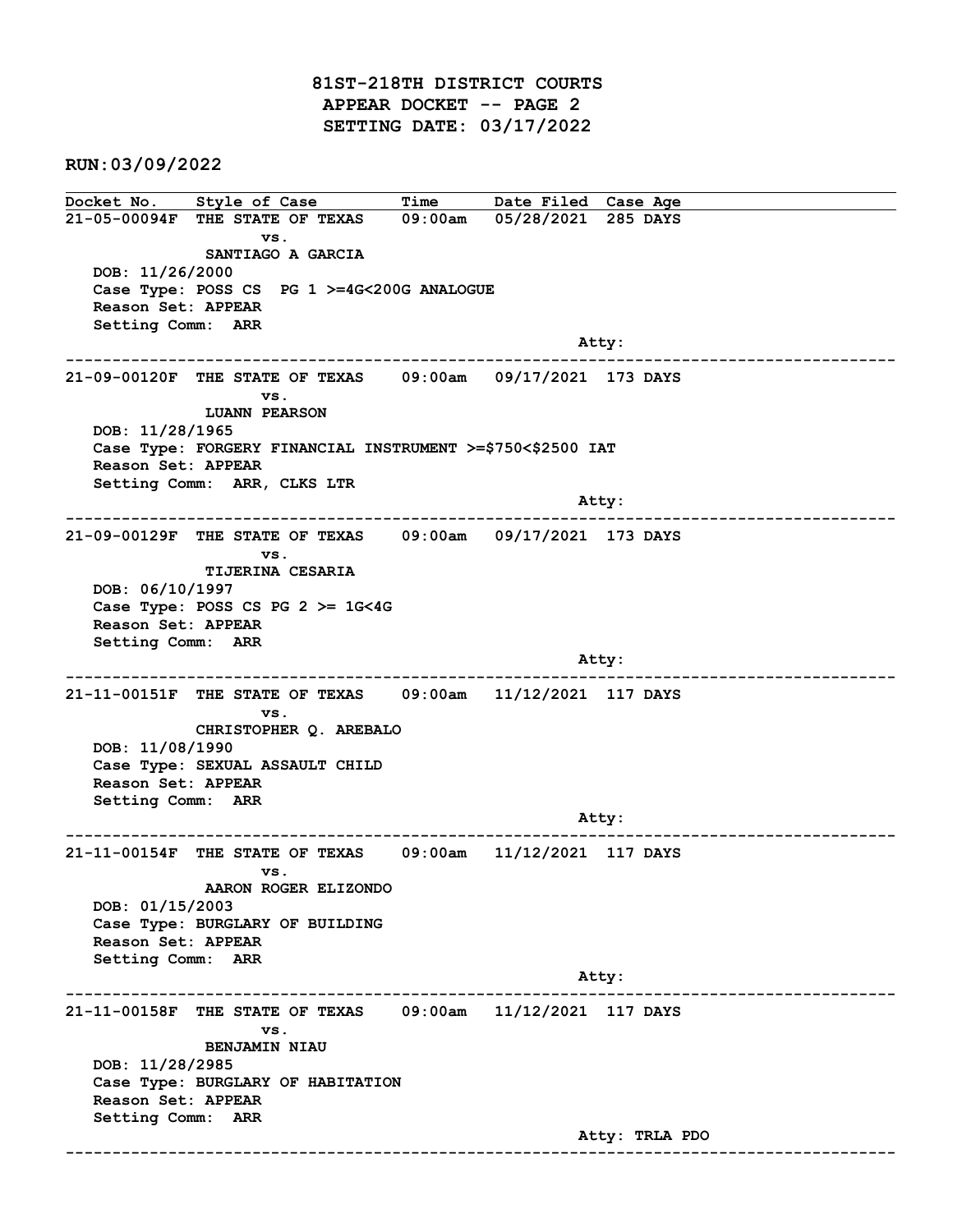# 81ST-218TH DISTRICT COURTS
## APPEAR DOCKET -- PAGE 2
## SETTING DATE: 03/17/2022

**RUN:03/09/2022**

| Docket No. | Style of Case | Time | Date Filed | Case Age |
|---|---|---|---|---|

**21-05-00094F** THE STATE OF TEXAS vs. SANTIAGO A GARCIA — 09:00am — 05/28/2021 — 285 DAYS

DOB: 11/26/2000
Case Type: POSS CS PG 1 >=4G<200G ANALOGUE
Reason Set: APPEAR
Setting Comm: ARR
Atty:

---

**21-09-00120F** THE STATE OF TEXAS vs. LUANN PEARSON — 09:00am — 09/17/2021 — 173 DAYS

DOB: 11/28/1965
Case Type: FORGERY FINANCIAL INSTRUMENT >=$750<$2500 IAT
Reason Set: APPEAR
Setting Comm: ARR, CLKS LTR
Atty:

---

**21-09-00129F** THE STATE OF TEXAS vs. TIJERINA CESARIA — 09:00am — 09/17/2021 — 173 DAYS

DOB: 06/10/1997
Case Type: POSS CS PG 2 >= 1G<4G
Reason Set: APPEAR
Setting Comm: ARR
Atty:

---

**21-11-00151F** THE STATE OF TEXAS vs. CHRISTOPHER Q. AREBALO — 09:00am — 11/12/2021 — 117 DAYS

DOB: 11/08/1990
Case Type: SEXUAL ASSAULT CHILD
Reason Set: APPEAR
Setting Comm: ARR
Atty:

---

**21-11-00154F** THE STATE OF TEXAS vs. AARON ROGER ELIZONDO — 09:00am — 11/12/2021 — 117 DAYS

DOB: 01/15/2003
Case Type: BURGLARY OF BUILDING
Reason Set: APPEAR
Setting Comm: ARR
Atty:

---

**21-11-00158F** THE STATE OF TEXAS vs. BENJAMIN NIAU — 09:00am — 11/12/2021 — 117 DAYS

DOB: 11/28/2985
Case Type: BURGLARY OF HABITATION
Reason Set: APPEAR
Setting Comm: ARR
Atty: TRLA PDO

---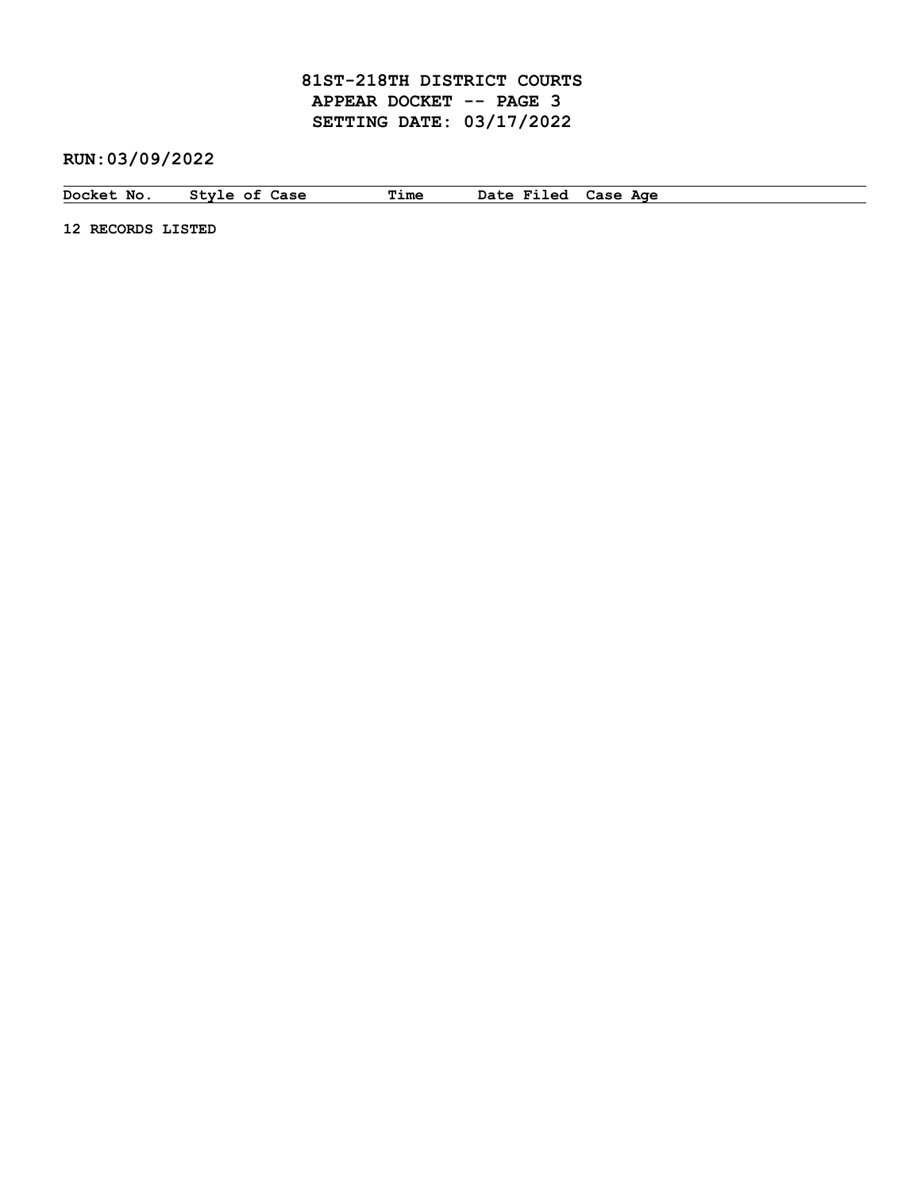# 81ST-218TH DISTRICT COURTS
## APPEAR DOCKET -- PAGE 3
## SETTING DATE: 03/17/2022

**RUN:03/09/2022**

| Docket No. | Style of Case | Time | Date Filed | Case Age |
|---|---|---|---|---|

**12 RECORDS LISTED**